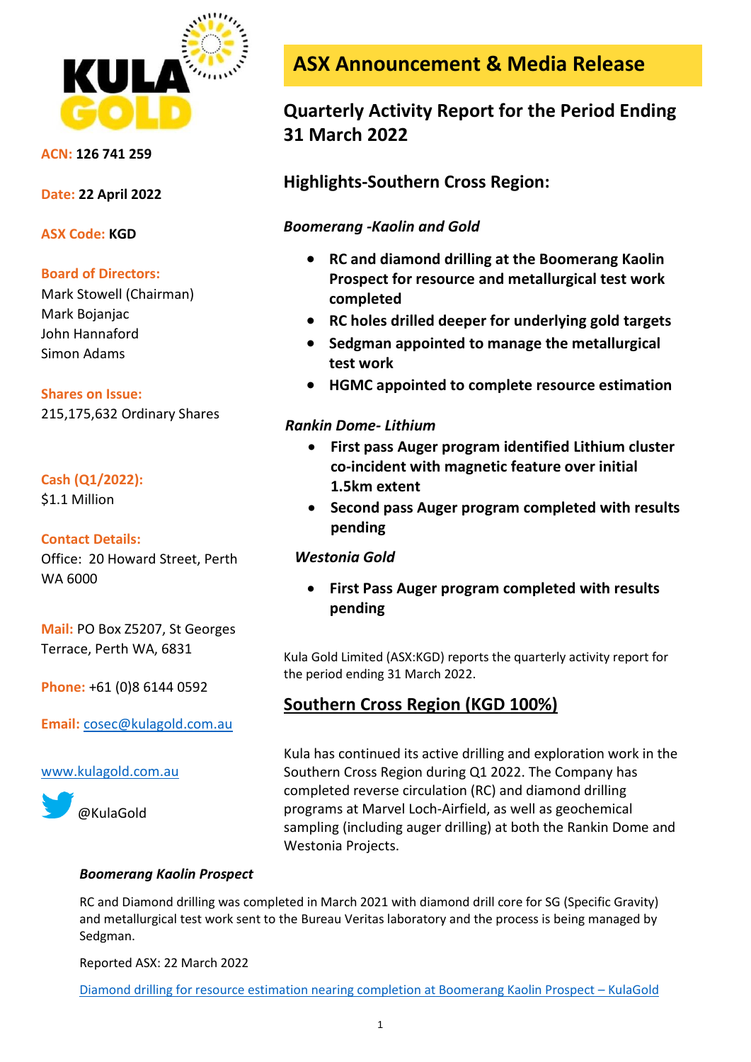**ACN:** 126 741 259

**Date:** 22 April 2022

**ASX Code:** KGD

**Board of Directors:**
Mark Stowell (Chairman)
Mark Bojanjac
John Hannaford
Simon Adams

**Shares on Issue:**
215,175,632 Ordinary Shares

**Cash (Q1/2022):**
$1.1 Million

**Contact Details:**
Office: 20 Howard Street, Perth WA 6000

**Mail:** PO Box Z5207, St Georges Terrace, Perth WA, 6831

**Phone:** +61 (0)8 6144 0592

**Email:** cosec@kulagold.com.au

www.kulagold.com.au

@KulaGold

# ASX Announcement & Media Release

## Quarterly Activity Report for the Period Ending 31 March 2022

## Highlights-Southern Cross Region:

### *Boomerang -Kaolin and Gold*

- **RC and diamond drilling at the Boomerang Kaolin Prospect for resource and metallurgical test work completed**
- **RC holes drilled deeper for underlying gold targets**
- **Sedgman appointed to manage the metallurgical test work**
- **HGMC appointed to complete resource estimation**

### *Rankin Dome- Lithium*

- **First pass Auger program identified Lithium cluster co-incident with magnetic feature over initial 1.5km extent**
- **Second pass Auger program completed with results pending**

### *Westonia Gold*

- **First Pass Auger program completed with results pending**

Kula Gold Limited (ASX:KGD) reports the quarterly activity report for the period ending 31 March 2022.

## Southern Cross Region (KGD 100%)

Kula has continued its active drilling and exploration work in the Southern Cross Region during Q1 2022. The Company has completed reverse circulation (RC) and diamond drilling programs at Marvel Loch-Airfield, as well as geochemical sampling (including auger drilling) at both the Rankin Dome and Westonia Projects.

### *Boomerang Kaolin Prospect*

RC and Diamond drilling was completed in March 2021 with diamond drill core for SG (Specific Gravity) and metallurgical test work sent to the Bureau Veritas laboratory and the process is being managed by Sedgman.

Reported ASX: 22 March 2022

Diamond drilling for resource estimation nearing completion at Boomerang Kaolin Prospect – KulaGold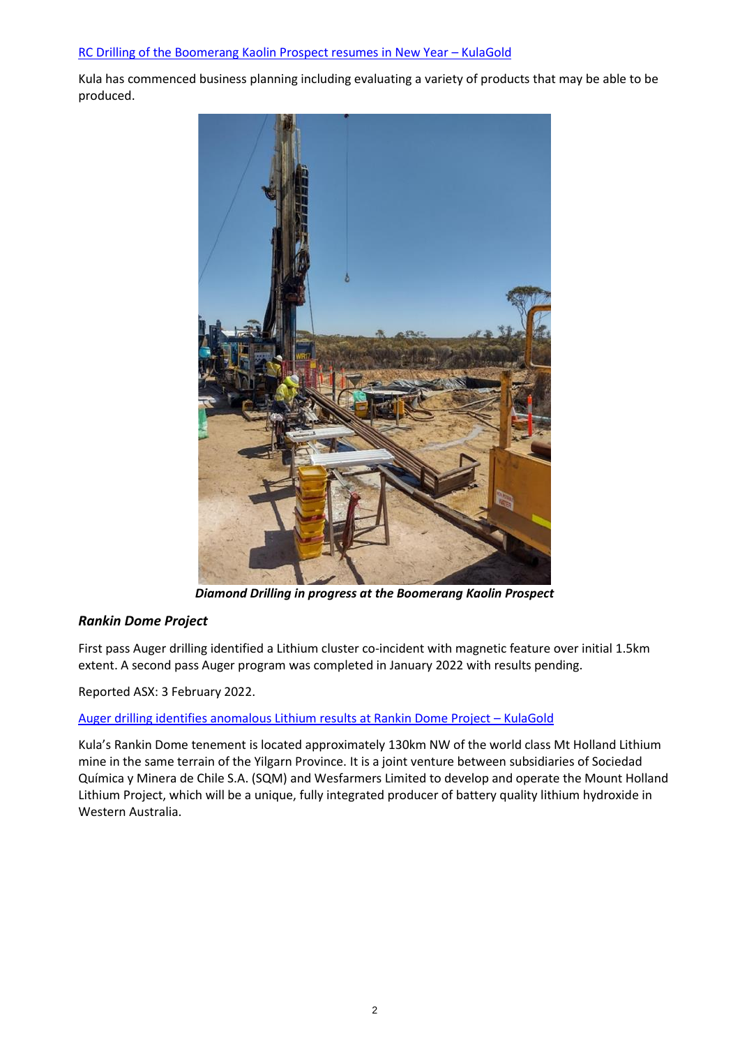[RC Drilling of the Boomerang Kaolin Prospect resumes in New Year – KulaGold](#)

Kula has commenced business planning including evaluating a variety of products that may be able to be produced.

***Diamond Drilling in progress at the Boomerang Kaolin Prospect***

### *Rankin Dome Project*

First pass Auger drilling identified a Lithium cluster co-incident with magnetic feature over initial 1.5km extent. A second pass Auger program was completed in January 2022 with results pending.

Reported ASX: 3 February 2022.

[Auger drilling identifies anomalous Lithium results at Rankin Dome Project – KulaGold](#)

Kula's Rankin Dome tenement is located approximately 130km NW of the world class Mt Holland Lithium mine in the same terrain of the Yilgarn Province. It is a joint venture between subsidiaries of Sociedad Química y Minera de Chile S.A. (SQM) and Wesfarmers Limited to develop and operate the Mount Holland Lithium Project, which will be a unique, fully integrated producer of battery quality lithium hydroxide in Western Australia.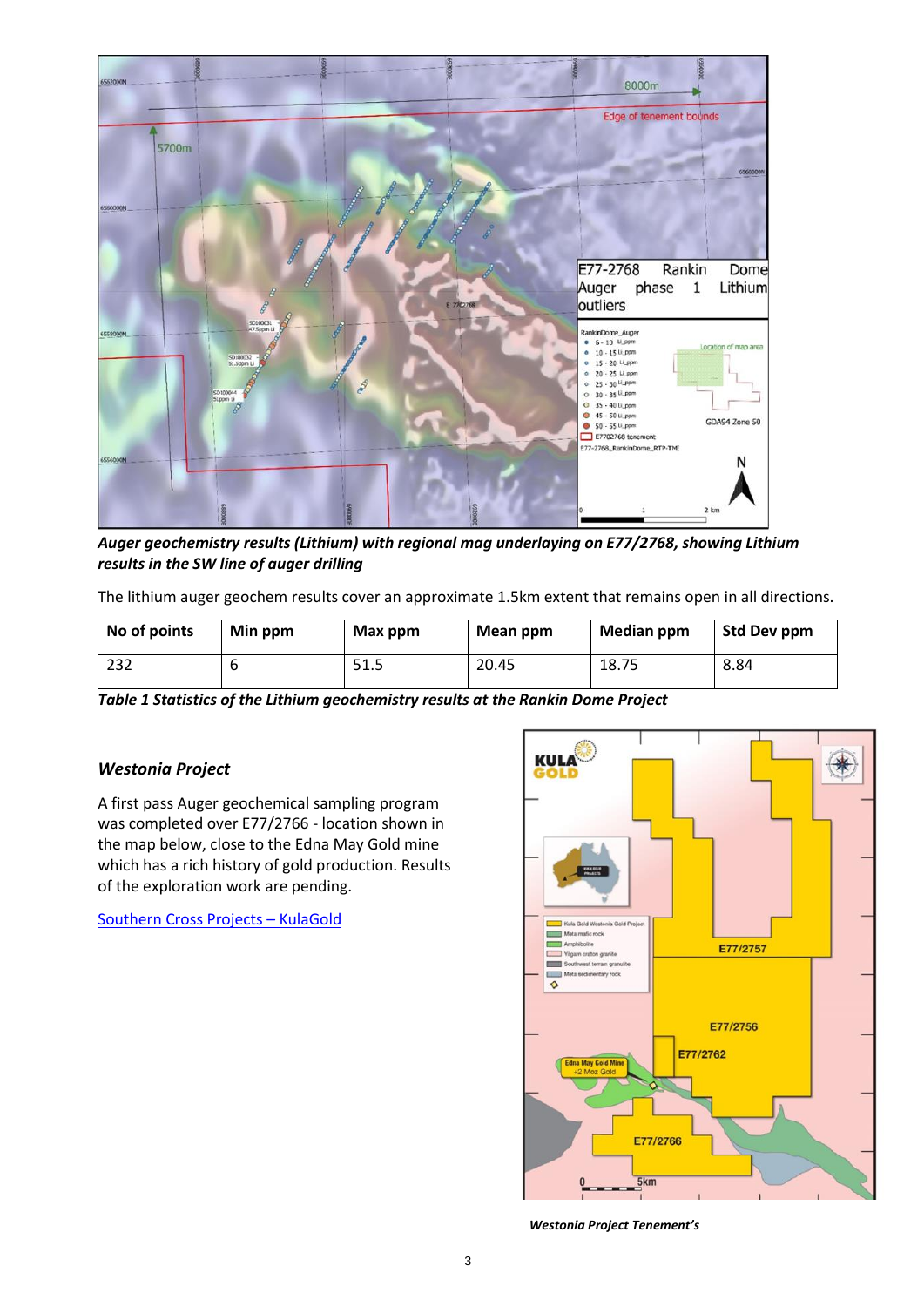***Auger geochemistry results (Lithium) with regional mag underlaying on E77/2768, showing Lithium results in the SW line of auger drilling***

The lithium auger geochem results cover an approximate 1.5km extent that remains open in all directions.

| No of points | Min ppm | Max ppm | Mean ppm | Median ppm | Std Dev ppm |
|---|---|---|---|---|---|
| 232 | 6 | 51.5 | 20.45 | 18.75 | 8.84 |

***Table 1 Statistics of the Lithium geochemistry results at the Rankin Dome Project***

### *Westonia Project*

A first pass Auger geochemical sampling program was completed over E77/2766 - location shown in the map below, close to the Edna May Gold mine which has a rich history of gold production. Results of the exploration work are pending.

[Southern Cross Projects – KulaGold]

***Westonia Project Tenement's***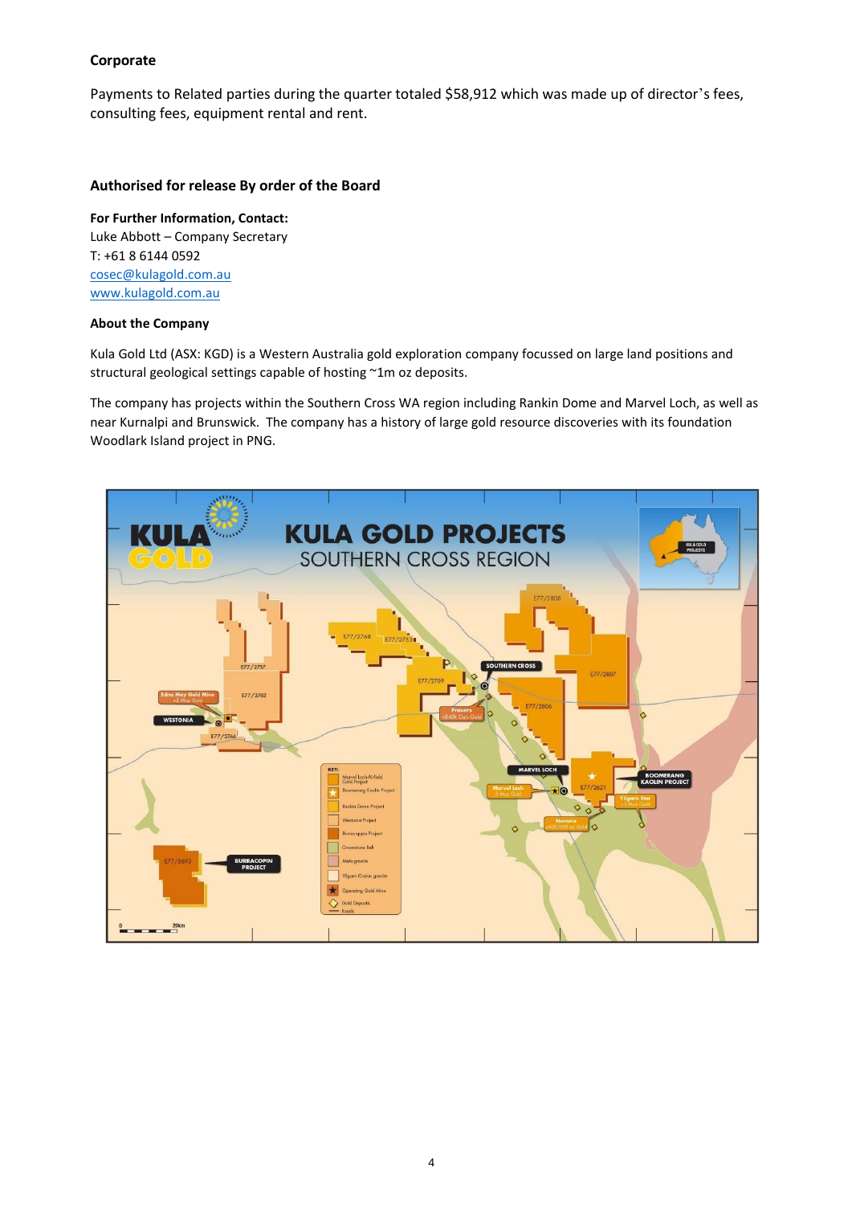## Corporate

Payments to Related parties during the quarter totaled $58,912 which was made up of director's fees, consulting fees, equipment rental and rent.

### Authorised for release By order of the Board

**For Further Information, Contact:**
Luke Abbott – Company Secretary
T: +61 8 6144 0592
[cosec@kulagold.com.au](mailto:cosec@kulagold.com.au)
[www.kulagold.com.au](http://www.kulagold.com.au)

**About the Company**

Kula Gold Ltd (ASX: KGD) is a Western Australia gold exploration company focussed on large land positions and structural geological settings capable of hosting ~1m oz deposits.

The company has projects within the Southern Cross WA region including Rankin Dome and Marvel Loch, as well as near Kurnalpi and Brunswick. The company has a history of large gold resource discoveries with its foundation Woodlark Island project in PNG.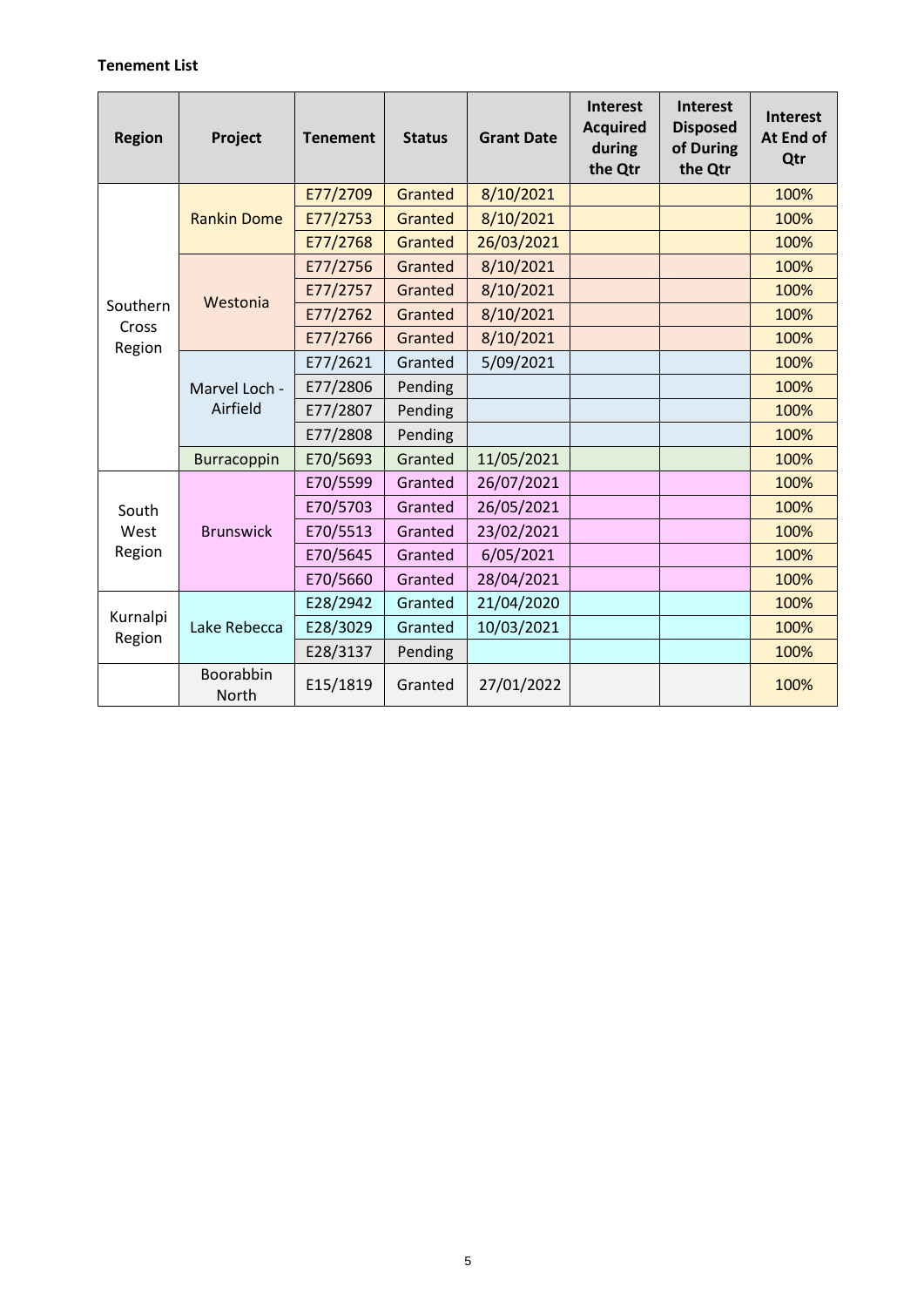**Tenement List**

| Region | Project | Tenement | Status | Grant Date | Interest Acquired during the Qtr | Interest Disposed of During the Qtr | Interest At End of Qtr |
|---|---|---|---|---|---|---|---|
| Southern Cross Region | Rankin Dome | E77/2709 | Granted | 8/10/2021 | | | 100% |
| | | E77/2753 | Granted | 8/10/2021 | | | 100% |
| | | E77/2768 | Granted | 26/03/2021 | | | 100% |
| | Westonia | E77/2756 | Granted | 8/10/2021 | | | 100% |
| | | E77/2757 | Granted | 8/10/2021 | | | 100% |
| | | E77/2762 | Granted | 8/10/2021 | | | 100% |
| | | E77/2766 | Granted | 8/10/2021 | | | 100% |
| | Marvel Loch - Airfield | E77/2621 | Granted | 5/09/2021 | | | 100% |
| | | E77/2806 | Pending | | | | 100% |
| | | E77/2807 | Pending | | | | 100% |
| | | E77/2808 | Pending | | | | 100% |
| | Burracoppin | E70/5693 | Granted | 11/05/2021 | | | 100% |
| South West Region | Brunswick | E70/5599 | Granted | 26/07/2021 | | | 100% |
| | | E70/5703 | Granted | 26/05/2021 | | | 100% |
| | | E70/5513 | Granted | 23/02/2021 | | | 100% |
| | | E70/5645 | Granted | 6/05/2021 | | | 100% |
| | | E70/5660 | Granted | 28/04/2021 | | | 100% |
| Kurnalpi Region | Lake Rebecca | E28/2942 | Granted | 21/04/2020 | | | 100% |
| | | E28/3029 | Granted | 10/03/2021 | | | 100% |
| | | E28/3137 | Pending | | | | 100% |
| | Boorabbin North | E15/1819 | Granted | 27/01/2022 | | | 100% |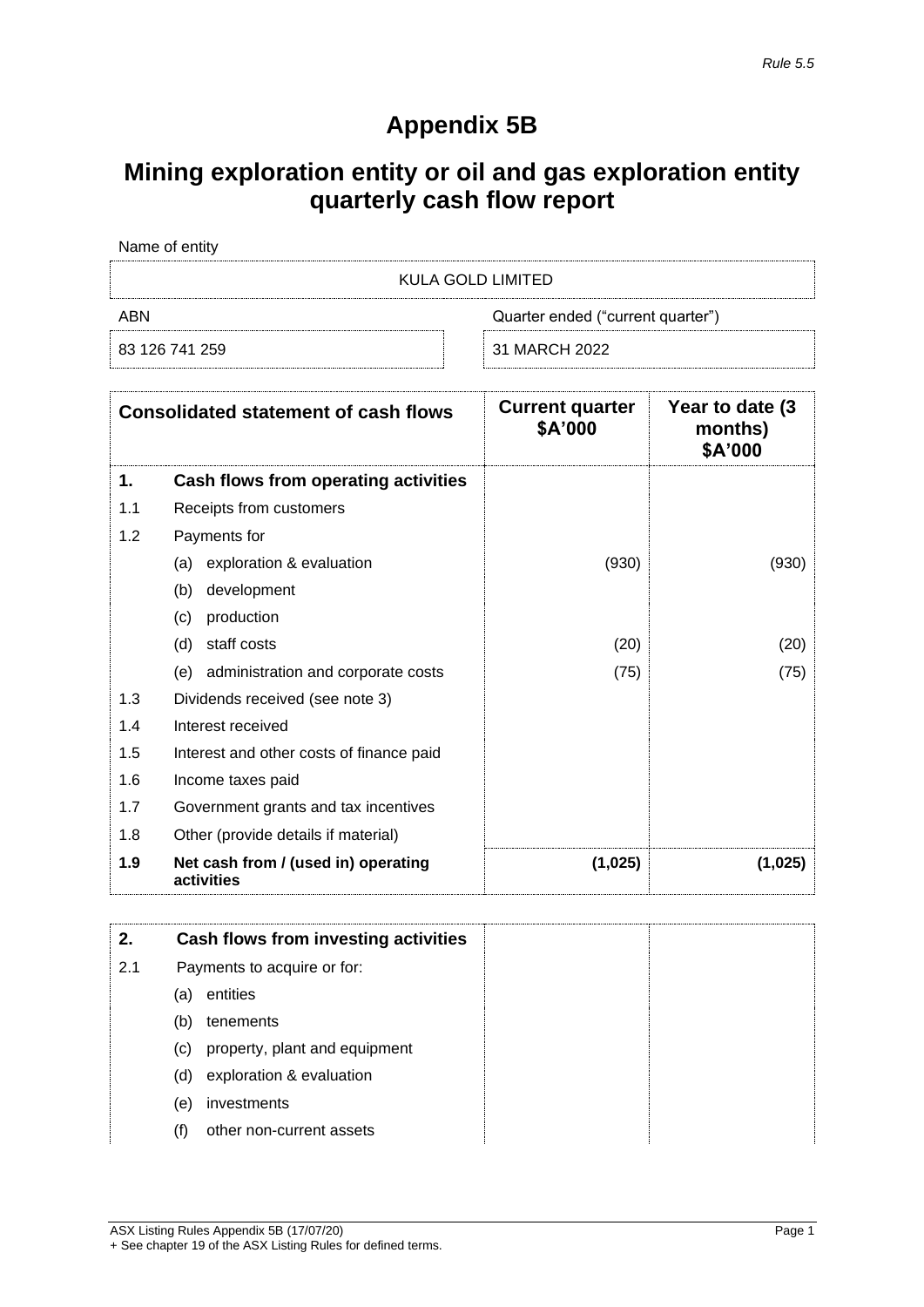*Rule 5.5*

# Appendix 5B

# Mining exploration entity or oil and gas exploration entity quarterly cash flow report

| Name of entity | |
|---|---|
| KULA GOLD LIMITED | |
| **ABN** | **Quarter ended ("current quarter")** |
| 83 126 741 259 | 31 MARCH 2022 |

| | Consolidated statement of cash flows | Current quarter $A'000 | Year to date (3 months) $A'000 |
|---|---|---|---|
| **1.** | **Cash flows from operating activities** | | |
| 1.1 | Receipts from customers | | |
| 1.2 | Payments for | | |
| | (a) exploration & evaluation | (930) | (930) |
| | (b) development | | |
| | (c) production | | |
| | (d) staff costs | (20) | (20) |
| | (e) administration and corporate costs | (75) | (75) |
| 1.3 | Dividends received (see note 3) | | |
| 1.4 | Interest received | | |
| 1.5 | Interest and other costs of finance paid | | |
| 1.6 | Income taxes paid | | |
| 1.7 | Government grants and tax incentives | | |
| 1.8 | Other (provide details if material) | | |
| **1.9** | **Net cash from / (used in) operating activities** | **(1,025)** | **(1,025)** |

| | | | |
|---|---|---|---|
| **2.** | **Cash flows from investing activities** | | |
| 2.1 | Payments to acquire or for: | | |
| | (a) entities | | |
| | (b) tenements | | |
| | (c) property, plant and equipment | | |
| | (d) exploration & evaluation | | |
| | (e) investments | | |
| | (f) other non-current assets | | |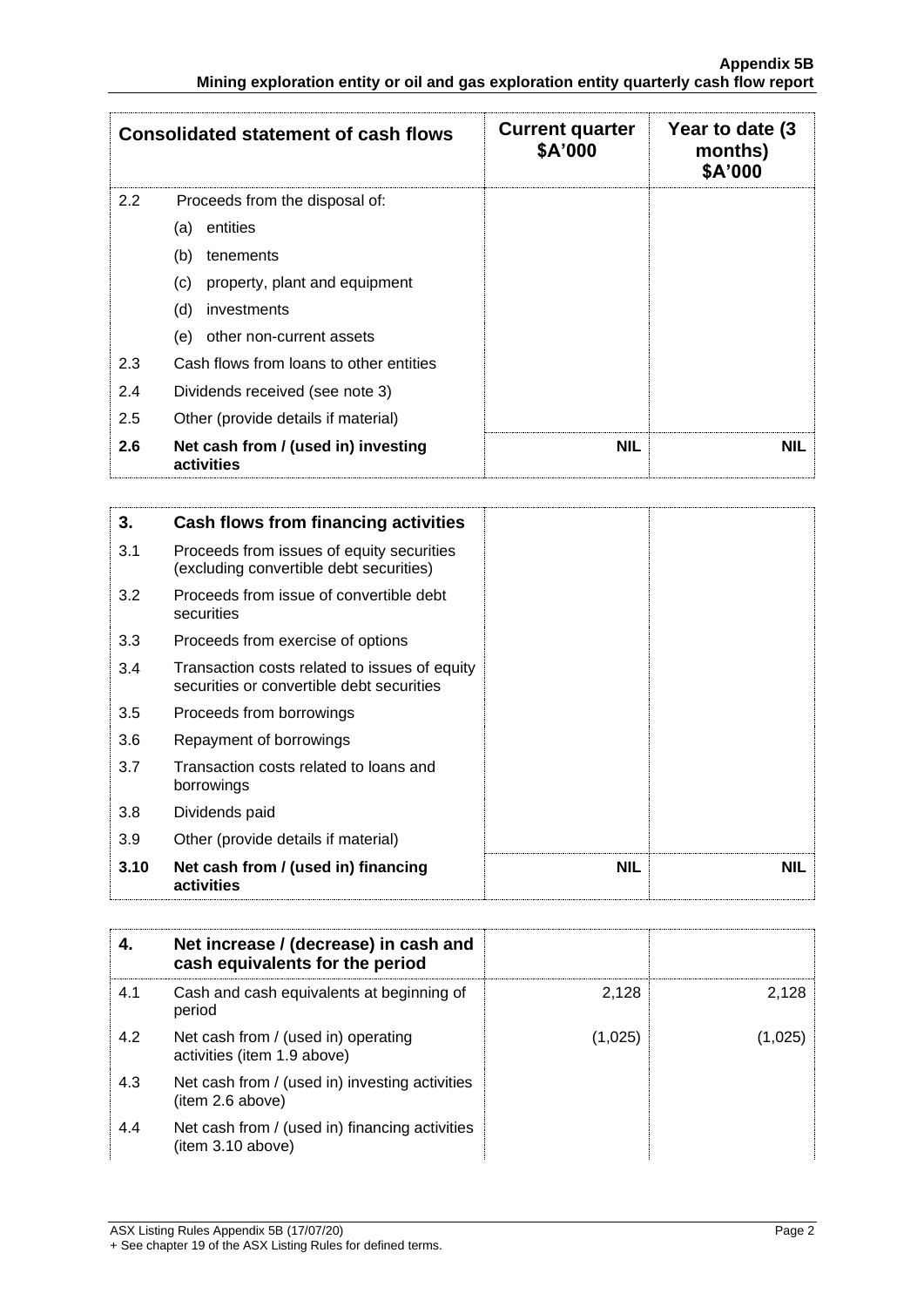| Consolidated statement of cash flows | | Current quarter $A'000 | Year to date (3 months) $A'000 |
|---|---|---|---|
| 2.2 | Proceeds from the disposal of: | | |
| | (a) entities | | |
| | (b) tenements | | |
| | (c) property, plant and equipment | | |
| | (d) investments | | |
| | (e) other non-current assets | | |
| 2.3 | Cash flows from loans to other entities | | |
| 2.4 | Dividends received (see note 3) | | |
| 2.5 | Other (provide details if material) | | |
| **2.6** | **Net cash from / (used in) investing activities** | **NIL** | **NIL** |

| **3.** | **Cash flows from financing activities** | | |
|---|---|---|---|
| 3.1 | Proceeds from issues of equity securities (excluding convertible debt securities) | | |
| 3.2 | Proceeds from issue of convertible debt securities | | |
| 3.3 | Proceeds from exercise of options | | |
| 3.4 | Transaction costs related to issues of equity securities or convertible debt securities | | |
| 3.5 | Proceeds from borrowings | | |
| 3.6 | Repayment of borrowings | | |
| 3.7 | Transaction costs related to loans and borrowings | | |
| 3.8 | Dividends paid | | |
| 3.9 | Other (provide details if material) | | |
| **3.10** | **Net cash from / (used in) financing activities** | **NIL** | **NIL** |

| **4.** | **Net increase / (decrease) in cash and cash equivalents for the period** | | |
|---|---|---|---|
| 4.1 | Cash and cash equivalents at beginning of period | 2,128 | 2,128 |
| 4.2 | Net cash from / (used in) operating activities (item 1.9 above) | (1,025) | (1,025) |
| 4.3 | Net cash from / (used in) investing activities (item 2.6 above) | | |
| 4.4 | Net cash from / (used in) financing activities (item 3.10 above) | | |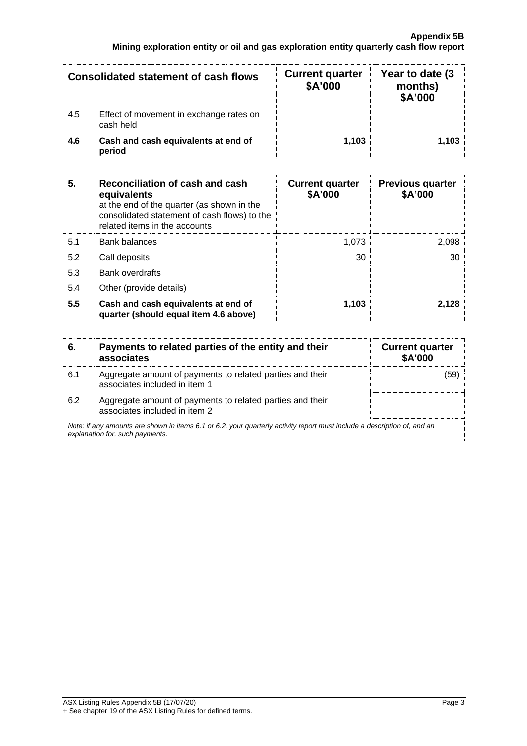| Consolidated statement of cash flows | | Current quarter $A'000 | Year to date (3 months) $A'000 |
|---|---|---|---|
| 4.5 | Effect of movement in exchange rates on cash held | | |
| **4.6** | **Cash and cash equivalents at end of period** | **1,103** | **1,103** |

| **5.** | **Reconciliation of cash and cash equivalents** at the end of the quarter (as shown in the consolidated statement of cash flows) to the related items in the accounts | **Current quarter $A'000** | **Previous quarter $A'000** |
|---|---|---|---|
| 5.1 | Bank balances | 1,073 | 2,098 |
| 5.2 | Call deposits | 30 | 30 |
| 5.3 | Bank overdrafts | | |
| 5.4 | Other (provide details) | | |
| **5.5** | **Cash and cash equivalents at end of quarter (should equal item 4.6 above)** | **1,103** | **2,128** |

| **6.** | **Payments to related parties of the entity and their associates** | **Current quarter $A'000** |
|---|---|---|
| 6.1 | Aggregate amount of payments to related parties and their associates included in item 1 | (59) |
| 6.2 | Aggregate amount of payments to related parties and their associates included in item 2 | |

*Note: if any amounts are shown in items 6.1 or 6.2, your quarterly activity report must include a description of, and an explanation for, such payments.*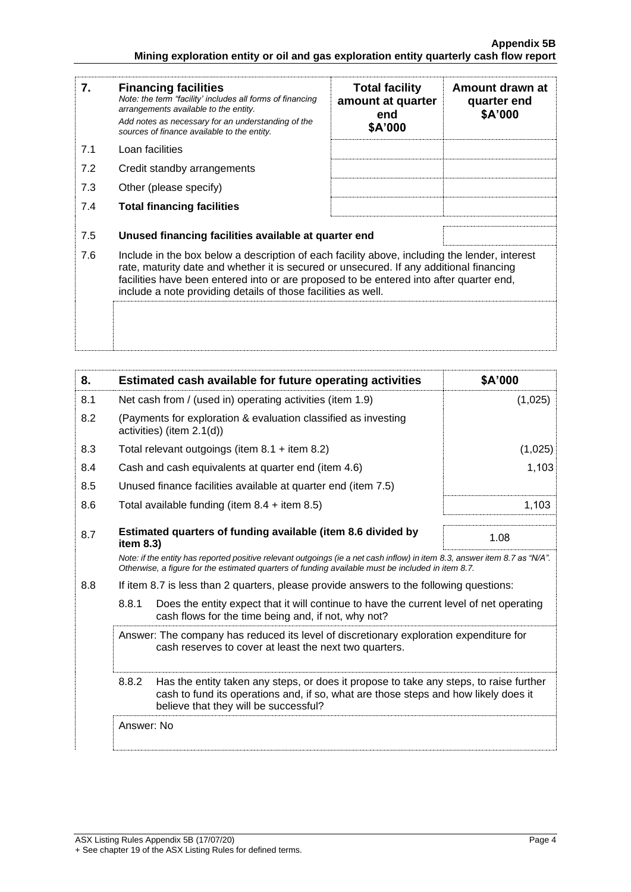| 7. | **Financing facilities** *Note: the term "facility' includes all forms of financing arrangements available to the entity.* *Add notes as necessary for an understanding of the sources of finance available to the entity.* | **Total facility amount at quarter end \$A'000** | **Amount drawn at quarter end \$A'000** |
|---|---|---|---|
| 7.1 | Loan facilities | | |
| 7.2 | Credit standby arrangements | | |
| 7.3 | Other (please specify) | | |
| 7.4 | **Total financing facilities** | | |

| | | |
|---|---|---|
| 7.5 | **Unused financing facilities available at quarter end** | |

7.6 Include in the box below a description of each facility above, including the lender, interest rate, maturity date and whether it is secured or unsecured. If any additional financing facilities have been entered into or are proposed to be entered into after quarter end, include a note providing details of those facilities as well.

| 8. | **Estimated cash available for future operating activities** | **\$A'000** |
|---|---|---|
| 8.1 | Net cash from / (used in) operating activities (item 1.9) | (1,025) |
| 8.2 | (Payments for exploration & evaluation classified as investing activities) (item 2.1(d)) | |
| 8.3 | Total relevant outgoings (item 8.1 + item 8.2) | (1,025) |
| 8.4 | Cash and cash equivalents at quarter end (item 4.6) | 1,103 |
| 8.5 | Unused finance facilities available at quarter end (item 7.5) | |
| 8.6 | Total available funding (item 8.4 + item 8.5) | 1,103 |
| 8.7 | **Estimated quarters of funding available (item 8.6 divided by item 8.3)** | 1.08 |

*Note: if the entity has reported positive relevant outgoings (ie a net cash inflow) in item 8.3, answer item 8.7 as "N/A". Otherwise, a figure for the estimated quarters of funding available must be included in item 8.7.*

8.8 If item 8.7 is less than 2 quarters, please provide answers to the following questions:

8.8.1 Does the entity expect that it will continue to have the current level of net operating cash flows for the time being and, if not, why not?

Answer: The company has reduced its level of discretionary exploration expenditure for cash reserves to cover at least the next two quarters.

8.8.2 Has the entity taken any steps, or does it propose to take any steps, to raise further cash to fund its operations and, if so, what are those steps and how likely does it believe that they will be successful?

Answer: No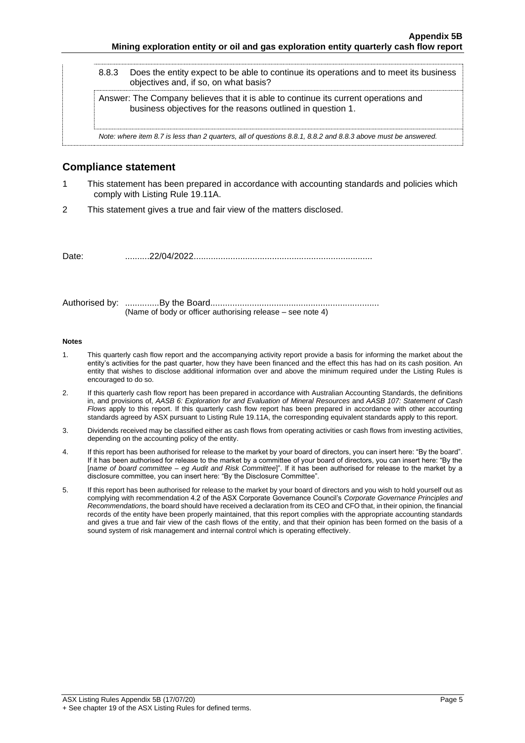| | |
|---|---|
| 8.8.3 | Does the entity expect to be able to continue its operations and to meet its business objectives and, if so, on what basis? |
| Answer: The Company believes that it is able to continue its current operations and business objectives for the reasons outlined in question 1. | |

*Note: where item 8.7 is less than 2 quarters, all of questions 8.8.1, 8.8.2 and 8.8.3 above must be answered.*

## Compliance statement

1 This statement has been prepared in accordance with accounting standards and policies which comply with Listing Rule 19.11A.

2 This statement gives a true and fair view of the matters disclosed.

Date: ..........22/04/2022........................................................................

Authorised by: ..............By the Board....................................................................
(Name of body or officer authorising release – see note 4)

**Notes**

1. This quarterly cash flow report and the accompanying activity report provide a basis for informing the market about the entity's activities for the past quarter, how they have been financed and the effect this has had on its cash position. An entity that wishes to disclose additional information over and above the minimum required under the Listing Rules is encouraged to do so.
2. If this quarterly cash flow report has been prepared in accordance with Australian Accounting Standards, the definitions in, and provisions of, *AASB 6: Exploration for and Evaluation of Mineral Resources* and *AASB 107: Statement of Cash Flows* apply to this report. If this quarterly cash flow report has been prepared in accordance with other accounting standards agreed by ASX pursuant to Listing Rule 19.11A, the corresponding equivalent standards apply to this report.
3. Dividends received may be classified either as cash flows from operating activities or cash flows from investing activities, depending on the accounting policy of the entity.
4. If this report has been authorised for release to the market by your board of directors, you can insert here: "By the board". If it has been authorised for release to the market by a committee of your board of directors, you can insert here: "By the [*name of board committee – eg Audit and Risk Committee*]". If it has been authorised for release to the market by a disclosure committee, you can insert here: "By the Disclosure Committee".
5. If this report has been authorised for release to the market by your board of directors and you wish to hold yourself out as complying with recommendation 4.2 of the ASX Corporate Governance Council's *Corporate Governance Principles and Recommendations*, the board should have received a declaration from its CEO and CFO that, in their opinion, the financial records of the entity have been properly maintained, that this report complies with the appropriate accounting standards and gives a true and fair view of the cash flows of the entity, and that their opinion has been formed on the basis of a sound system of risk management and internal control which is operating effectively.